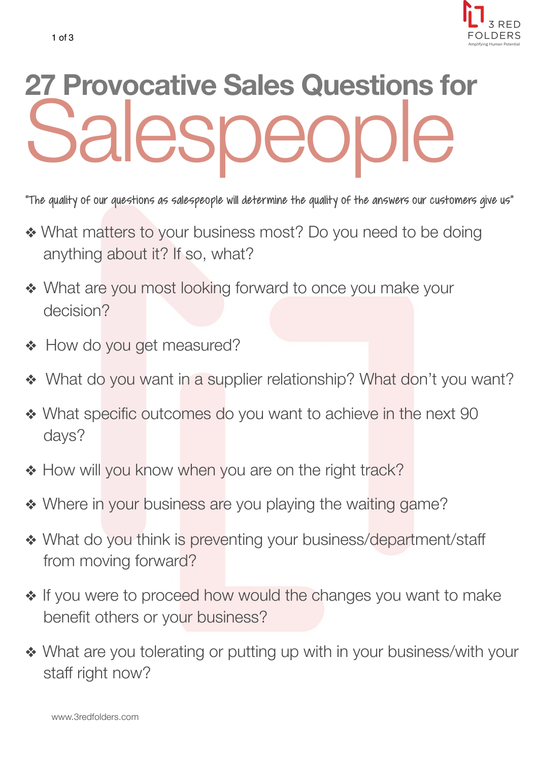# 27 Provocative Sales Questions for Salespeople

"The quality of our questions as salespeople will determine the quality of the answers our customers give us"

- What matters to your business most? Do you need to be doing anything about it? If so, what?
- What are you most looking forward to once you make your decision?
- How do you get measured?
- What do you want in a supplier relationship? What don't you want?
- What specific outcomes do you want to achieve in the next 90 days?
- How will you know when you are on the right track?
- Where in your business are you playing the waiting game?
- What do you think is preventing your business/department/staff from moving forward?
- If you were to proceed how would the changes you want to make benefit others or your business?
- What are you tolerating or putting up with in your business/with your staff right now?

www.3redfolders.com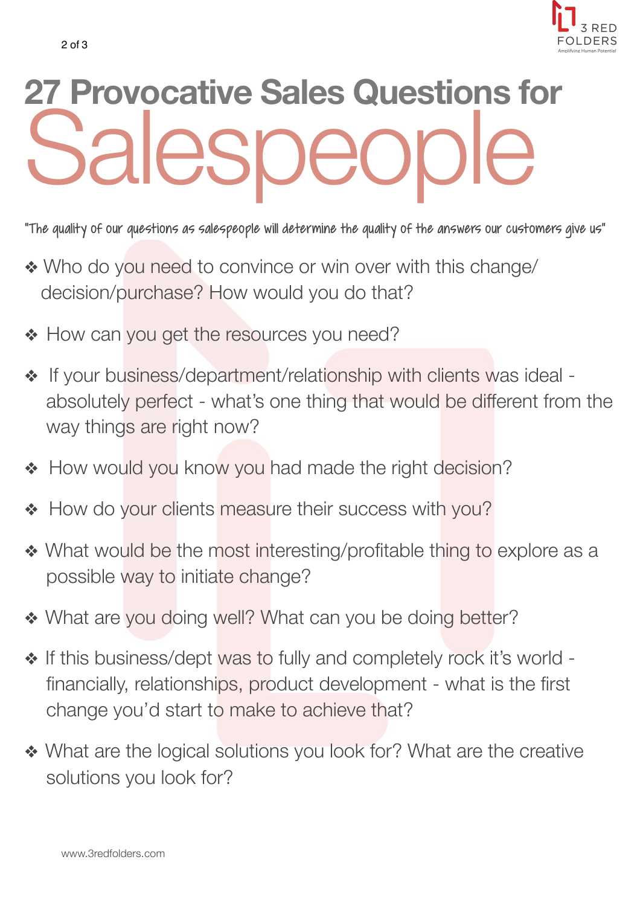# 27 Provocative Sales Questions for Salespeople

*"The quality of our questions as salespeople will determine the quality of the answers our customers give us"*

- Who do you need to convince or win over with this change/ decision/purchase? How would you do that?
- How can you get the resources you need?
- If your business/department/relationship with clients was ideal - absolutely perfect - what's one thing that would be different from the way things are right now?
- How would you know you had made the right decision?
- How do your clients measure their success with you?
- What would be the most interesting/profitable thing to explore as a possible way to initiate change?
- What are you doing well? What can you be doing better?
- If this business/dept was to fully and completely rock it's world - financially, relationships, product development - what is the first change you'd start to make to achieve that?
- What are the logical solutions you look for? What are the creative solutions you look for?

www.3redfolders.com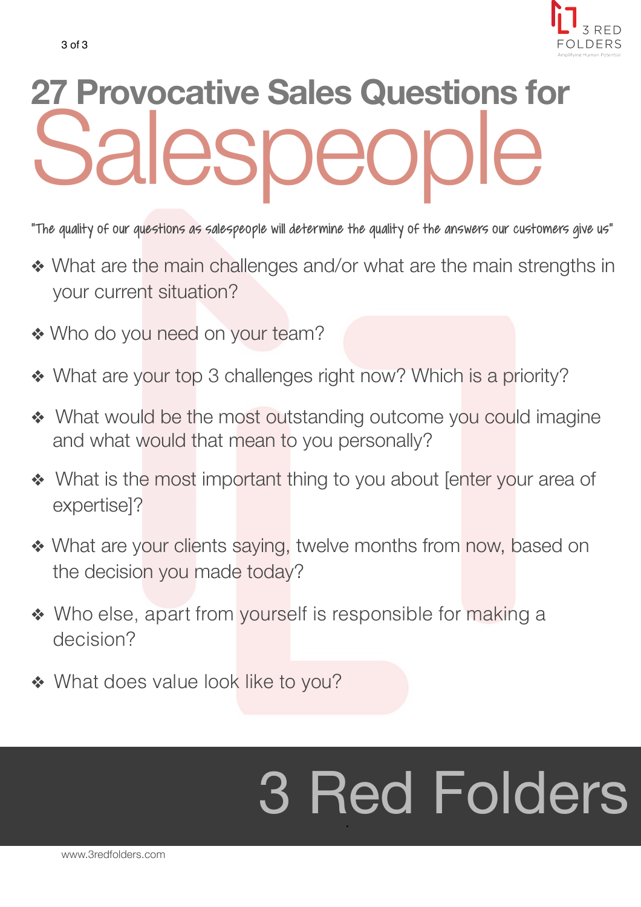# 27 Provocative Sales Questions for Salespeople

"The quality of our questions as salespeople will determine the quality of the answers our customers give us"

- What are the main challenges and/or what are the main strengths in your current situation?
- Who do you need on your team?
- What are your top 3 challenges right now? Which is a priority?
- What would be the most outstanding outcome you could imagine and what would that mean to you personally?
- What is the most important thing to you about [enter your area of expertise]?
- What are your clients saying, twelve months from now, based on the decision you made today?
- Who else, apart from yourself is responsible for making a decision?
- What does value look like to you?

3 Red Folders

www.3redfolders.com